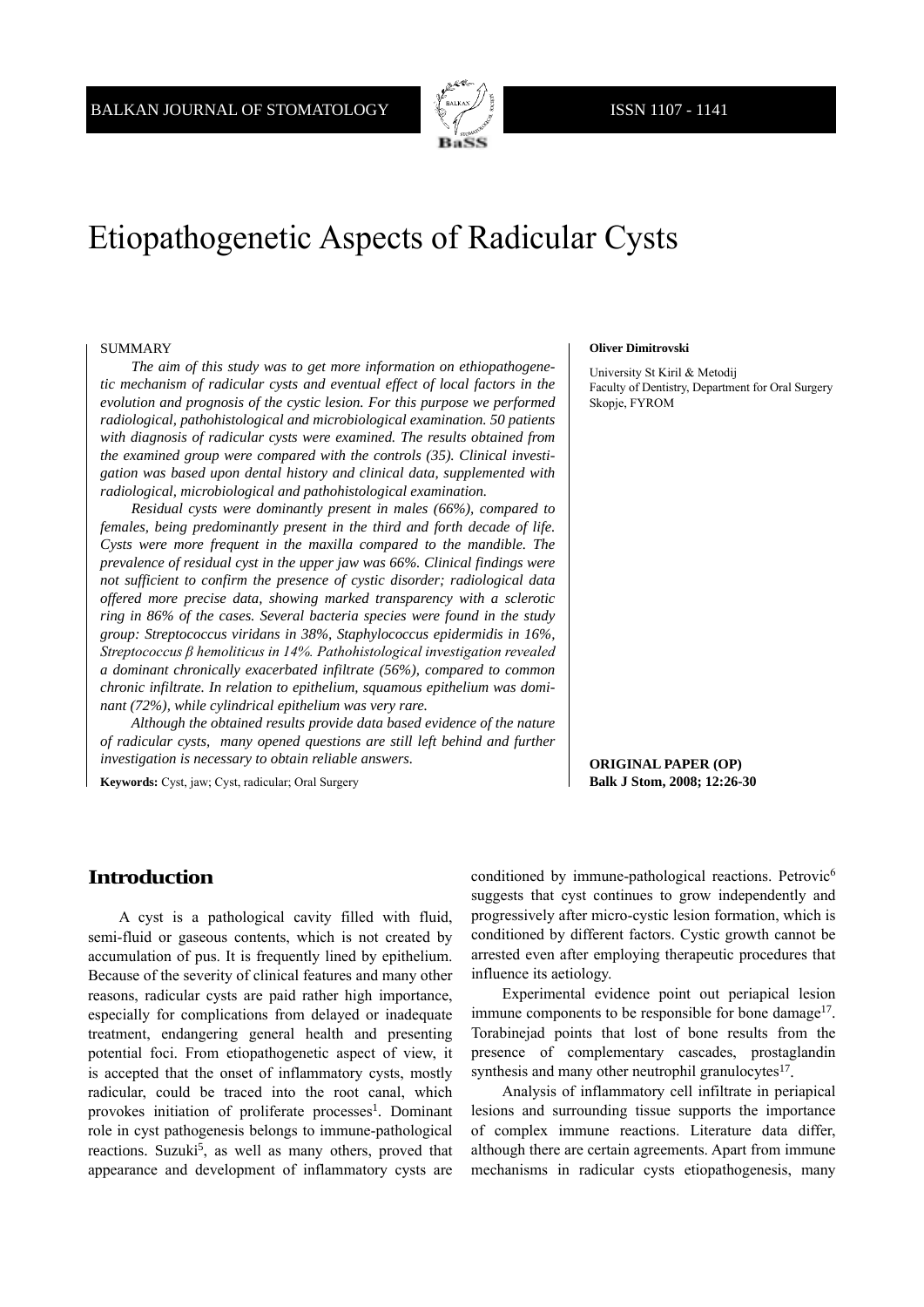# Etiopathogenetic Aspects of Radicular Cysts

**Oliver Dimitrovski**

University St Kiril & Metodij
Faculty of Dentistry, Department for Oral Surgery
Skopje, FYROM

## SUMMARY

*The aim of this study was to get more information on ethiopathogenetic mechanism of radicular cysts and eventual effect of local factors in the evolution and prognosis of the cystic lesion. For this purpose we performed radiological, pathohistological and microbiological examination. 50 patients with diagnosis of radicular cysts were examined. The results obtained from the examined group were compared with the controls (35). Clinical investigation was based upon dental history and clinical data, supplemented with radiological, microbiological and pathohistological examination.*

*Residual cysts were dominantly present in males (66%), compared to females, being predominantly present in the third and forth decade of life. Cysts were more frequent in the maxilla compared to the mandible. The prevalence of residual cyst in the upper jaw was 66%. Clinical findings were not sufficient to confirm the presence of cystic disorder; radiological data offered more precise data, showing marked transparency with a sclerotic ring in 86% of the cases. Several bacteria species were found in the study group: Streptococcus viridans in 38%, Staphylococcus epidermidis in 16%, Streptococcus β hemoliticus in 14%. Pathohistological investigation revealed a dominant chronically exacerbated infiltrate (56%), compared to common chronic infiltrate. In relation to epithelium, squamous epithelium was dominant (72%), while cylindrical epithelium was very rare.*

*Although the obtained results provide data based evidence of the nature of radicular cysts, many opened questions are still left behind and further investigation is necessary to obtain reliable answers.*

**Keywords:** Cyst, jaw; Cyst, radicular; Oral Surgery

**ORIGINAL PAPER (OP)**

## Introduction

A cyst is a pathological cavity filled with fluid, semi-fluid or gaseous contents, which is not created by accumulation of pus. It is frequently lined by epithelium. Because of the severity of clinical features and many other reasons, radicular cysts are paid rather high importance, especially for complications from delayed or inadequate treatment, endangering general health and presenting potential foci. From etiopathogenetic aspect of view, it is accepted that the onset of inflammatory cysts, mostly radicular, could be traced into the root canal, which provokes initiation of proliferate processes[1]. Dominant role in cyst pathogenesis belongs to immune-pathological reactions. Suzuki[5], as well as many others, proved that appearance and development of inflammatory cysts are conditioned by immune-pathological reactions. Petrovic[6] suggests that cyst continues to grow independently and progressively after micro-cystic lesion formation, which is conditioned by different factors. Cystic growth cannot be arrested even after employing therapeutic procedures that influence its aetiology.

Experimental evidence point out periapical lesion immune components to be responsible for bone damage[17]. Torabinejad points that lost of bone results from the presence of complementary cascades, prostaglandin synthesis and many other neutrophil granulocytes[17].

Analysis of inflammatory cell infiltrate in periapical lesions and surrounding tissue supports the importance of complex immune reactions. Literature data differ, although there are certain agreements. Apart from immune mechanisms in radicular cysts etiopathogenesis, many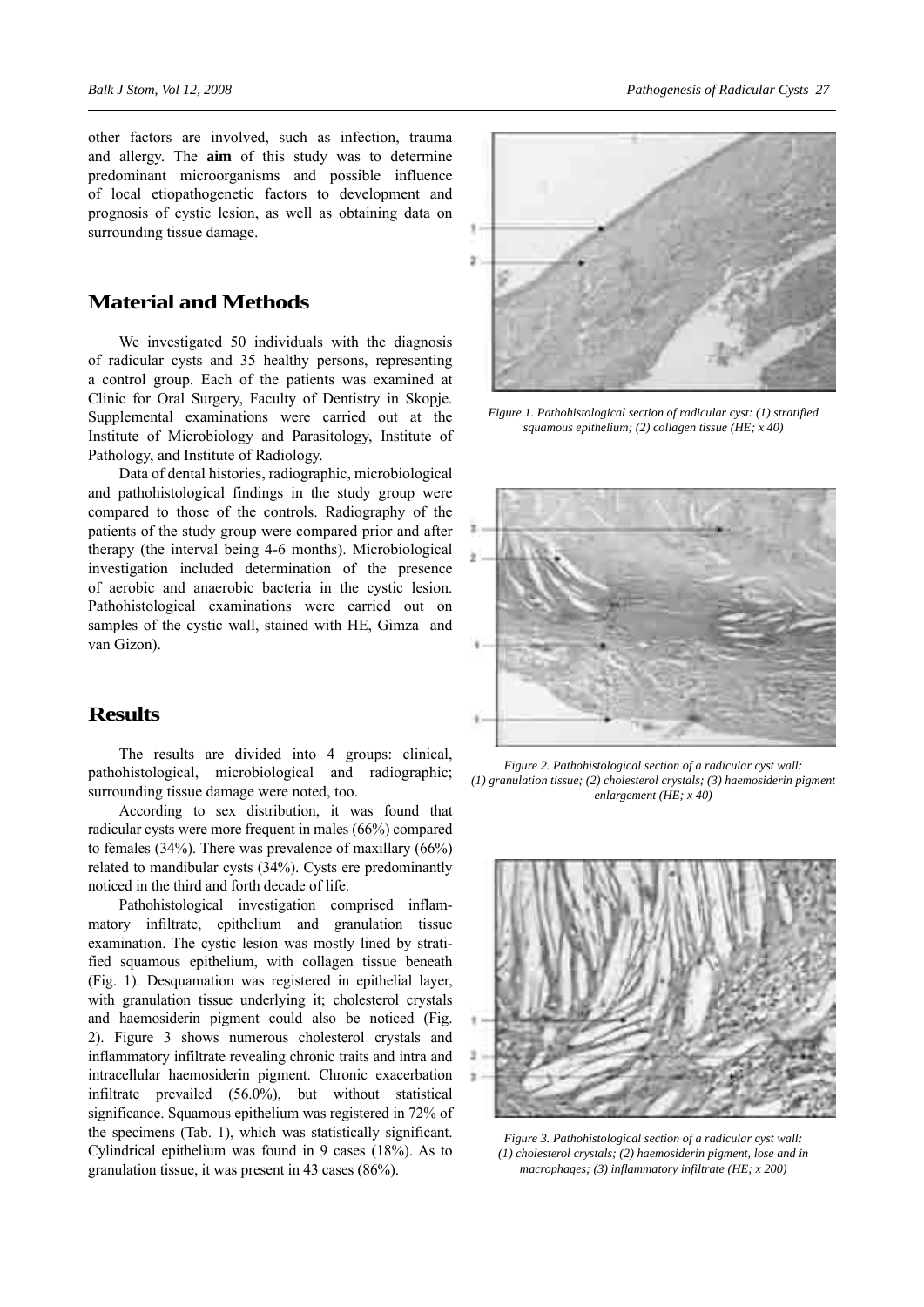other factors are involved, such as infection, trauma and allergy. The **aim** of this study was to determine predominant microorganisms and possible influence of local etiopathogenetic factors to development and prognosis of cystic lesion, as well as obtaining data on surrounding tissue damage.

## Material and Methods

We investigated 50 individuals with the diagnosis of radicular cysts and 35 healthy persons, representing a control group. Each of the patients was examined at Clinic for Oral Surgery, Faculty of Dentistry in Skopje. Supplemental examinations were carried out at the Institute of Microbiology and Parasitology, Institute of Pathology, and Institute of Radiology.

Data of dental histories, radiographic, microbiological and pathohistological findings in the study group were compared to those of the controls. Radiography of the patients of the study group were compared prior and after therapy (the interval being 4-6 months). Microbiological investigation included determination of the presence of aerobic and anaerobic bacteria in the cystic lesion. Pathohistological examinations were carried out on samples of the cystic wall, stained with HE, Gimza and van Gizon).

## Results

The results are divided into 4 groups: clinical, pathohistological, microbiological and radiographic; surrounding tissue damage were noted, too.

According to sex distribution, it was found that radicular cysts were more frequent in males (66%) compared to females (34%). There was prevalence of maxillary (66%) related to mandibular cysts (34%). Cysts ere predominantly noticed in the third and forth decade of life.

Pathohistological investigation comprised inflammatory infiltrate, epithelium and granulation tissue examination. The cystic lesion was mostly lined by stratified squamous epithelium, with collagen tissue beneath (Fig. 1). Desquamation was registered in epithelial layer, with granulation tissue underlying it; cholesterol crystals and haemosiderin pigment could also be noticed (Fig. 2). Figure 3 shows numerous cholesterol crystals and inflammatory infiltrate revealing chronic traits and intra and intracellular haemosiderin pigment. Chronic exacerbation infiltrate prevailed (56.0%), but without statistical significance. Squamous epithelium was registered in 72% of the specimens (Tab. 1), which was statistically significant. Cylindrical epithelium was found in 9 cases (18%). As to granulation tissue, it was present in 43 cases (86%).

*Figure 1. Pathohistological section of radicular cyst: (1) stratified squamous epithelium; (2) collagen tissue (HE; x 40)*

*Figure 2. Pathohistological section of a radicular cyst wall: (1) granulation tissue; (2) cholesterol crystals; (3) haemosiderin pigment enlargement (HE; x 40)*

*Figure 3. Pathohistological section of a radicular cyst wall: (1) cholesterol crystals; (2) haemosiderin pigment, lose and in macrophages; (3) inflammatory infiltrate (HE; x 200)*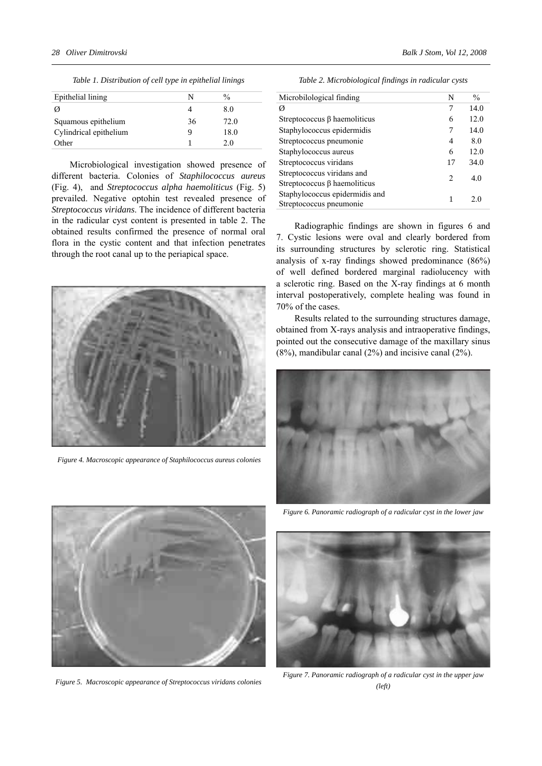*Table 1. Distribution of cell type in epithelial linings*

| Epithelial lining | N | % |
|---|---|---|
| Ø | 4 | 8.0 |
| Squamous epithelium | 36 | 72.0 |
| Cylindrical epithelium | 9 | 18.0 |
| Other | 1 | 2.0 |

Microbiological investigation showed presence of different bacteria. Colonies of *Staphilococcus aureus* (Fig. 4), and *Streptococcus alpha haemoliticus* (Fig. 5) prevailed. Negative optohin test revealed presence of *Streptococcus viridans*. The incidence of different bacteria in the radicular cyst content is presented in table 2. The obtained results confirmed the presence of normal oral flora in the cystic content and that infection penetrates through the root canal up to the periapical space.

*Figure 4. Macroscopic appearance of Staphilococcus aureus colonies*

*Figure 5. Macroscopic appearance of Streptococcus viridans colonies*

*Table 2. Microbiological findings in radicular cysts*

| Microbilological finding | N | % |
|---|---|---|
| Ø | 7 | 14.0 |
| Streptococcus β haemoliticus | 6 | 12.0 |
| Staphylococcus epidermidis | 7 | 14.0 |
| Streptococcus pneumonie | 4 | 8.0 |
| Staphylococcus aureus | 6 | 12.0 |
| Streptococcus viridans | 17 | 34.0 |
| Streptococcus viridans and Streptococcus β haemoliticus | 2 | 4.0 |
| Staphylococcus epidermidis and Streptococcus pneumonie | 1 | 2.0 |

Radiographic findings are shown in figures 6 and 7. Cystic lesions were oval and clearly bordered from its surrounding structures by sclerotic ring. Statistical analysis of x-ray findings showed predominance (86%) of well defined bordered marginal radiolucency with a sclerotic ring. Based on the X-ray findings at 6 month interval postoperatively, complete healing was found in 70% of the cases.

Results related to the surrounding structures damage, obtained from X-rays analysis and intraoperative findings, pointed out the consecutive damage of the maxillary sinus (8%), mandibular canal (2%) and incisive canal (2%).

*Figure 6. Panoramic radiograph of a radicular cyst in the lower jaw*

*Figure 7. Panoramic radiograph of a radicular cyst in the upper jaw (left)*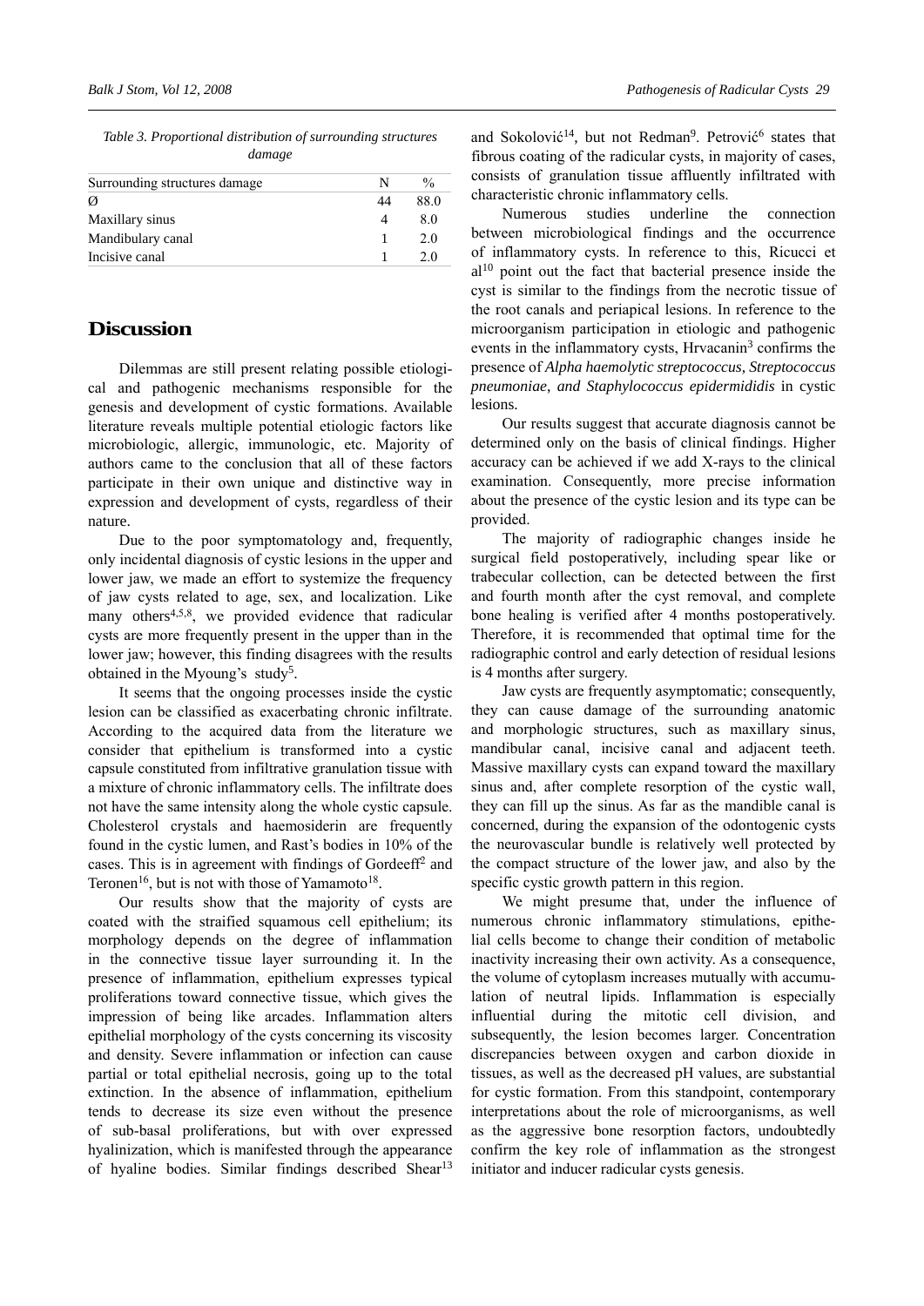*Table 3. Proportional distribution of surrounding structures damage*

| Surrounding structures damage | N | % |
|---|---|---|
| Ø | 44 | 88.0 |
| Maxillary sinus | 4 | 8.0 |
| Mandibulary canal | 1 | 2.0 |
| Incisive canal | 1 | 2.0 |

## Discussion

Dilemmas are still present relating possible etiological and pathogenic mechanisms responsible for the genesis and development of cystic formations. Available literature reveals multiple potential etiologic factors like microbiologic, allergic, immunologic, etc. Majority of authors came to the conclusion that all of these factors participate in their own unique and distinctive way in expression and development of cysts, regardless of their nature.

Due to the poor symptomatology and, frequently, only incidental diagnosis of cystic lesions in the upper and lower jaw, we made an effort to systemize the frequency of jaw cysts related to age, sex, and localization. Like many others[4,5,8], we provided evidence that radicular cysts are more frequently present in the upper than in the lower jaw; however, this finding disagrees with the results obtained in the Myoung's study[5].

It seems that the ongoing processes inside the cystic lesion can be classified as exacerbating chronic infiltrate. According to the acquired data from the literature we consider that epithelium is transformed into a cystic capsule constituted from infiltrative granulation tissue with a mixture of chronic inflammatory cells. The infiltrate does not have the same intensity along the whole cystic capsule. Cholesterol crystals and haemosiderin are frequently found in the cystic lumen, and Rast's bodies in 10% of the cases. This is in agreement with findings of Gordeeff[2] and Teronen[16], but is not with those of Yamamoto[18].

Our results show that the majority of cysts are coated with the straified squamous cell epithelium; its morphology depends on the degree of inflammation in the connective tissue layer surrounding it. In the presence of inflammation, epithelium expresses typical proliferations toward connective tissue, which gives the impression of being like arcades. Inflammation alters epithelial morphology of the cysts concerning its viscosity and density. Severe inflammation or infection can cause partial or total epithelial necrosis, going up to the total extinction. In the absence of inflammation, epithelium tends to decrease its size even without the presence of sub-basal proliferations, but with over expressed hyalinization, which is manifested through the appearance of hyaline bodies. Similar findings described Shear[13] and Sokolović[14], but not Redman[9]. Petrović[6] states that fibrous coating of the radicular cysts, in majority of cases, consists of granulation tissue affluently infiltrated with characteristic chronic inflammatory cells.

Numerous studies underline the connection between microbiological findings and the occurrence of inflammatory cysts. In reference to this, Ricucci et al[10] point out the fact that bacterial presence inside the cyst is similar to the findings from the necrotic tissue of the root canals and periapical lesions. In reference to the microorganism participation in etiologic and pathogenic events in the inflammatory cysts, Hrvacanin[3] confirms the presence of *Alpha haemolytic streptococcus*, *Streptococcus pneumoniae, and Staphylococcus epidermididis* in cystic lesions.

Our results suggest that accurate diagnosis cannot be determined only on the basis of clinical findings. Higher accuracy can be achieved if we add X-rays to the clinical examination. Consequently, more precise information about the presence of the cystic lesion and its type can be provided.

The majority of radiographic changes inside he surgical field postoperatively, including spear like or trabecular collection, can be detected between the first and fourth month after the cyst removal, and complete bone healing is verified after 4 months postoperatively. Therefore, it is recommended that optimal time for the radiographic control and early detection of residual lesions is 4 months after surgery.

Jaw cysts are frequently asymptomatic; consequently, they can cause damage of the surrounding anatomic and morphologic structures, such as maxillary sinus, mandibular canal, incisive canal and adjacent teeth. Massive maxillary cysts can expand toward the maxillary sinus and, after complete resorption of the cystic wall, they can fill up the sinus. As far as the mandible canal is concerned, during the expansion of the odontogenic cysts the neurovascular bundle is relatively well protected by the compact structure of the lower jaw, and also by the specific cystic growth pattern in this region.

We might presume that, under the influence of numerous chronic inflammatory stimulations, epithelial cells become to change their condition of metabolic inactivity increasing their own activity. As a consequence, the volume of cytoplasm increases mutually with accumulation of neutral lipids. Inflammation is especially influential during the mitotic cell division, and subsequently, the lesion becomes larger. Concentration discrepancies between oxygen and carbon dioxide in tissues, as well as the decreased pH values, are substantial for cystic formation. From this standpoint, contemporary interpretations about the role of microorganisms, as well as the aggressive bone resorption factors, undoubtedly confirm the key role of inflammation as the strongest initiator and inducer radicular cysts genesis.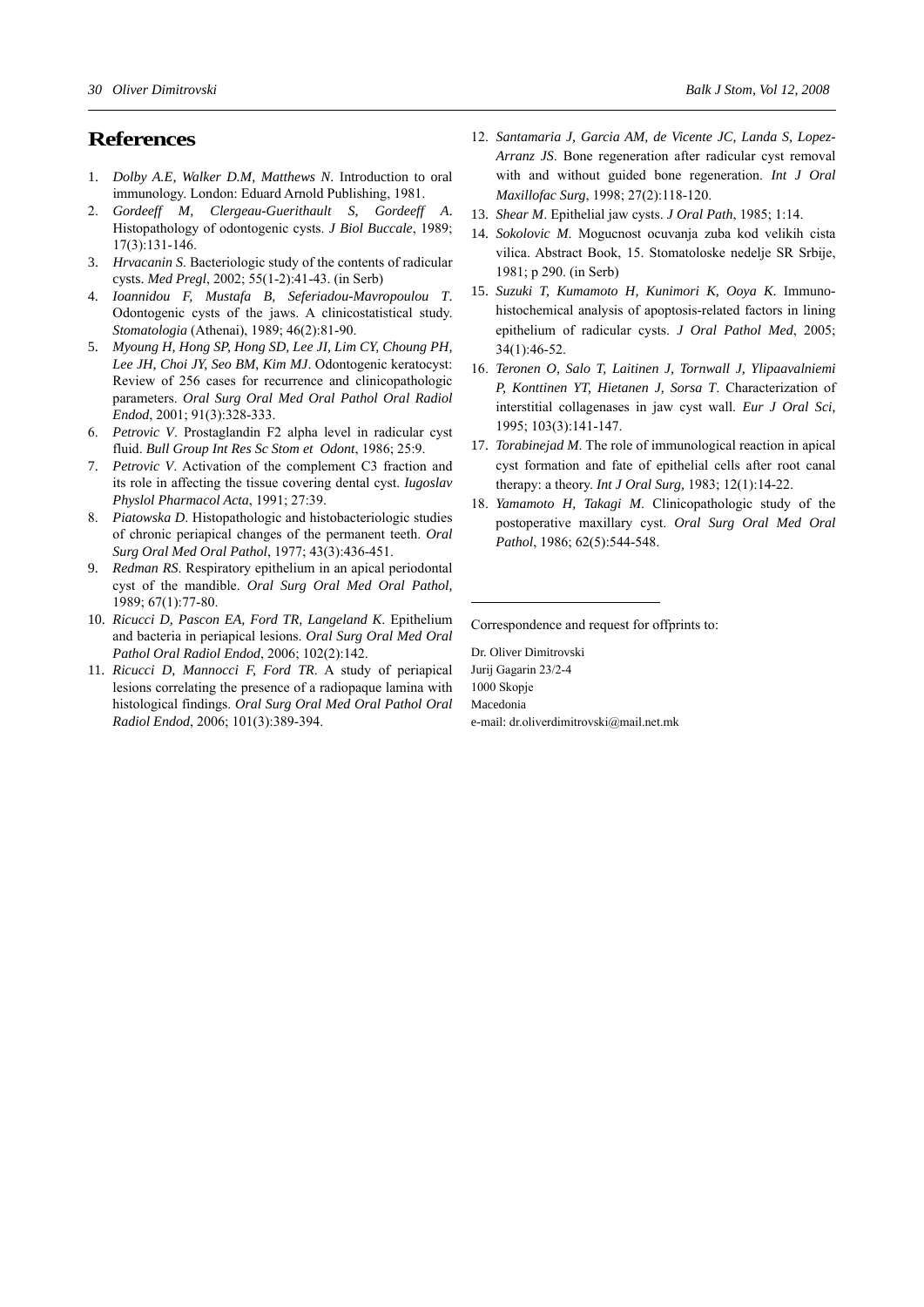## References

1. *Dolby A.E, Walker D.M, Matthews N*. Introduction to oral immunology. London: Eduard Arnold Publishing, 1981.
2. *Gordeeff M, Clergeau-Guerithault S, Gordeeff A*. Histopathology of odontogenic cysts. *J Biol Buccale*, 1989; 17(3):131-146.
3. *Hrvacanin S*. Bacteriologic study of the contents of radicular cysts. *Med Pregl*, 2002; 55(1-2):41-43. (in Serb)
4. *Ioannidou F, Mustafa B, Seferiadou-Mavropoulou T*. Odontogenic cysts of the jaws. A clinicostatistical study. *Stomatologia* (Athenai), 1989; 46(2):81-90.
5. *Myoung H, Hong SP, Hong SD, Lee JI, Lim CY, Choung PH, Lee JH, Choi JY, Seo BM, Kim MJ*. Odontogenic keratocyst: Review of 256 cases for recurrence and clinicopathologic parameters. *Oral Surg Oral Med Oral Pathol Oral Radiol Endod*, 2001; 91(3):328-333.
6. *Petrovic V*. Prostaglandin F2 alpha level in radicular cyst fluid. *Bull Group Int Res Sc Stom et Odont*, 1986; 25:9.
7. *Petrovic V*. Activation of the complement C3 fraction and its role in affecting the tissue covering dental cyst. *Iugoslav Physlol Pharmacol Acta*, 1991; 27:39.
8. *Piatowska D*. Histopathologic and histobacteriologic studies of chronic periapical changes of the permanent teeth. *Oral Surg Oral Med Oral Pathol*, 1977; 43(3):436-451.
9. *Redman RS*. Respiratory epithelium in an apical periodontal cyst of the mandible. *Oral Surg Oral Med Oral Pathol*, 1989; 67(1):77-80.
10. *Ricucci D, Pascon EA, Ford TR, Langeland K*. Epithelium and bacteria in periapical lesions. *Oral Surg Oral Med Oral Pathol Oral Radiol Endod*, 2006; 102(2):142.
11. *Ricucci D, Mannocci F, Ford TR*. A study of periapical lesions correlating the presence of a radiopaque lamina with histological findings. *Oral Surg Oral Med Oral Pathol Oral Radiol Endod*, 2006; 101(3):389-394.
12. *Santamaria J, Garcia AM, de Vicente JC, Landa S, Lopez-Arranz JS*. Bone regeneration after radicular cyst removal with and without guided bone regeneration. *Int J Oral Maxillofac Surg*, 1998; 27(2):118-120.
13. *Shear M*. Epithelial jaw cysts. *J Oral Path*, 1985; 1:14.
14. *Sokolovic M*. Mogucnost ocuvanja zuba kod velikih cista vilica. Abstract Book, 15. Stomatoloske nedelje SR Srbije, 1981; p 290. (in Serb)
15. *Suzuki T, Kumamoto H, Kunimori K, Ooya K*. Immunohistochemical analysis of apoptosis-related factors in lining epithelium of radicular cysts. *J Oral Pathol Med*, 2005; 34(1):46-52.
16. *Teronen O, Salo T, Laitinen J, Tornwall J, Ylipaavalniemi P, Konttinen YT, Hietanen J, Sorsa T*. Characterization of interstitial collagenases in jaw cyst wall. *Eur J Oral Sci*, 1995; 103(3):141-147.
17. *Torabinejad M*. The role of immunological reaction in apical cyst formation and fate of epithelial cells after root canal therapy: a theory. *Int J Oral Surg*, 1983; 12(1):14-22.
18. *Yamamoto H, Takagi M*. Clinicopathologic study of the postoperative maxillary cyst. *Oral Surg Oral Med Oral Pathol*, 1986; 62(5):544-548.

---

Correspondence and request for offprints to:

Dr. Oliver Dimitrovski
Jurij Gagarin 23/2-4
1000 Skopje
Macedonia
e-mail: dr.oliverdimitrovski@mail.net.mk